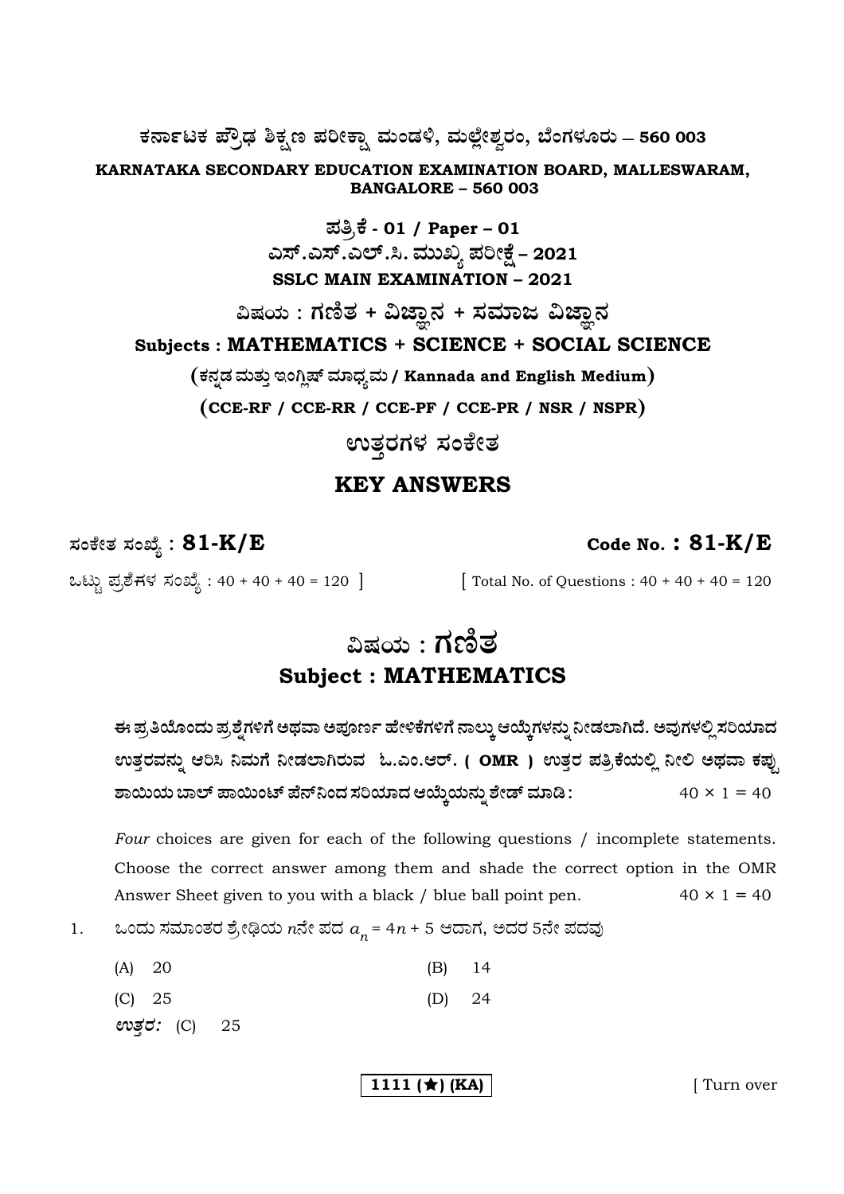**ಕರ್ನಾಟಕ ಪ್ರೌಢ ಶಿಕ್ಷಣ ಪರೀಕ್ಷಾ ಮಂಡಳಿ, ಮಲ್ಲೇಶ್ವರಂ, ಬೆಂಗಳೂರು – 560 003**

**KARNATAKA SECONDARY EDUCATION EXAMINATION BOARD, MALLESWARAM, BANGALORE – 560 003**

**ಪತ್ರಿಕೆ - 01 / Paper – 01**

**ಎಸ್.ಎಸ್.ಎಲ್.ಸಿ. ಮುಖ್ಯ ಪರೀಕ್ಷೆ – 2021**

**SSLC MAIN EXAMINATION – 2021**

**ವಿಷಯ : ಗಣಿತ + ವಿಜ್ಞಾನ + ಸಮಾಜ ವಿಜ್ಞಾನ**

**Subjects : MATHEMATICS + SCIENCE + SOCIAL SCIENCE**

**(ಕನ್ನಡ ಮತ್ತು ಇಂಗ್ಲಿಷ್ ಮಾಧ್ಯಮ / Kannada and English Medium)**

**(CCE-RF / CCE-RR / CCE-PF / CCE-PR / NSR / NSPR)**

## ಉತ್ತರಗಳ ಸಂಕೇತ

## KEY ANSWERS

**ಸಂಕೇತ ಸಂಖ್ಯೆ : 81-K/E** | **Code No. : 81-K/E**

ಒಟ್ಟು ಪ್ರಶ್ನೆಗಳ ಸಂಖ್ಯೆ : 40 + 40 + 40 = 120 ] | [ Total No. of Questions : 40 + 40 + 40 = 120

# ವಿಷಯ : ಗಣಿತ
# Subject : MATHEMATICS

**ಈ ಪ್ರತಿಯೊಂದು ಪ್ರಶ್ನೆಗಳಿಗೆ ಅಥವಾ ಅಪೂರ್ಣ ಹೇಳಿಕೆಗಳಿಗೆ ನಾಲ್ಕು ಆಯ್ಕೆಗಳನ್ನು ನೀಡಲಾಗಿದೆ. ಅವುಗಳಲ್ಲಿ ಸರಿಯಾದ ಉತ್ತರವನ್ನು ಆರಿಸಿ ನಿಮಗೆ ನೀಡಲಾಗಿರುವ ಓ.ಎಂ.ಆರ್. ( OMR ) ಉತ್ತರ ಪತ್ರಿಕೆಯಲ್ಲಿ ನೀಲಿ ಅಥವಾ ಕಪ್ಪು ಶಾಯಿಯ ಬಾಲ್ ಪಾಯಿಂಟ್ ಪೆನ್‌ನಿಂದ ಸರಿಯಾದ ಆಯ್ಕೆಯನ್ನು ಶೇಡ್ ಮಾಡಿ :** $40 \times 1 = 40$

*Four* choices are given for each of the following questions / incomplete statements. Choose the correct answer among them and shade the correct option in the OMR Answer Sheet given to you with a black / blue ball point pen. $40 \times 1 = 40$

1. ಒಂದು ಸಮಾಂತರ ಶ್ರೇಢಿಯ $n$ನೇ ಪದ $a_n = 4n + 5$ ಆದಾಗ, ಅದರ 5ನೇ ಪದವು

   (A) 20 (B) 14

   (C) 25 (D) 24

   *ಉತ್ತರ:* (C) 25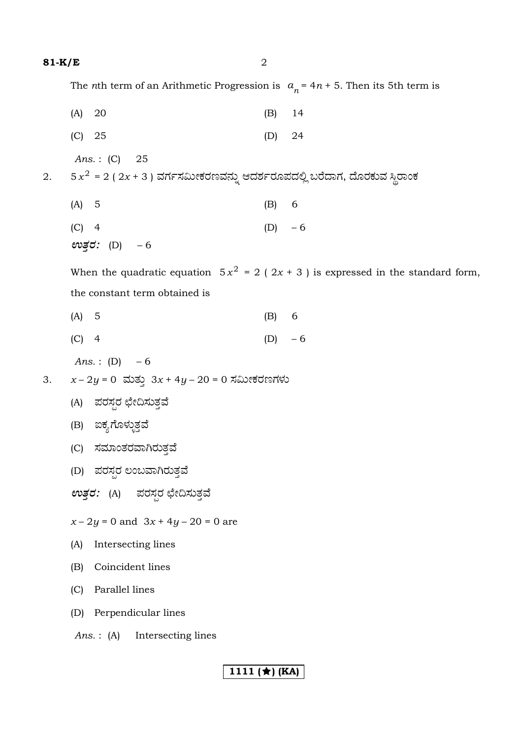The $n$th term of an Arithmetic Progression is $a_n = 4n + 5$. Then its 5th term is

(A) 20 (B) 14

(C) 25 (D) 24

*Ans.* : (C) 25

2. $5x^2 = 2(2x + 3)$ ವರ್ಗಸಮೀಕರಣವನ್ನು ಆದರ್ಶರೂಪದಲ್ಲಿ ಬರೆದಾಗ, ದೊರಕುವ ಸ್ಥಿರಾಂಕ

(A) 5 (B) 6

(C) 4 (D) – 6

***ಉತ್ತರ:*** (D) – 6

When the quadratic equation $5x^2 = 2(2x + 3)$ is expressed in the standard form, the constant term obtained is

(A) 5 (B) 6

(C) 4 (D) – 6

*Ans.* : (D) – 6

3. $x - 2y = 0$ ಮತ್ತು $3x + 4y - 20 = 0$ ಸಮೀಕರಣಗಳು

(A) ಪರಸ್ಪರ ಛೇದಿಸುತ್ತವೆ

(B) ಐಕ್ಯಗೊಳ್ಳುತ್ತವೆ

(C) ಸಮಾಂತರವಾಗಿರುತ್ತವೆ

(D) ಪರಸ್ಪರ ಲಂಬವಾಗಿರುತ್ತವೆ

***ಉತ್ತರ:*** (A) ಪರಸ್ಪರ ಛೇದಿಸುತ್ತವೆ

$x - 2y = 0$ and $3x + 4y - 20 = 0$ are

(A) Intersecting lines

(B) Coincident lines

(C) Parallel lines

(D) Perpendicular lines

*Ans.* : (A) Intersecting lines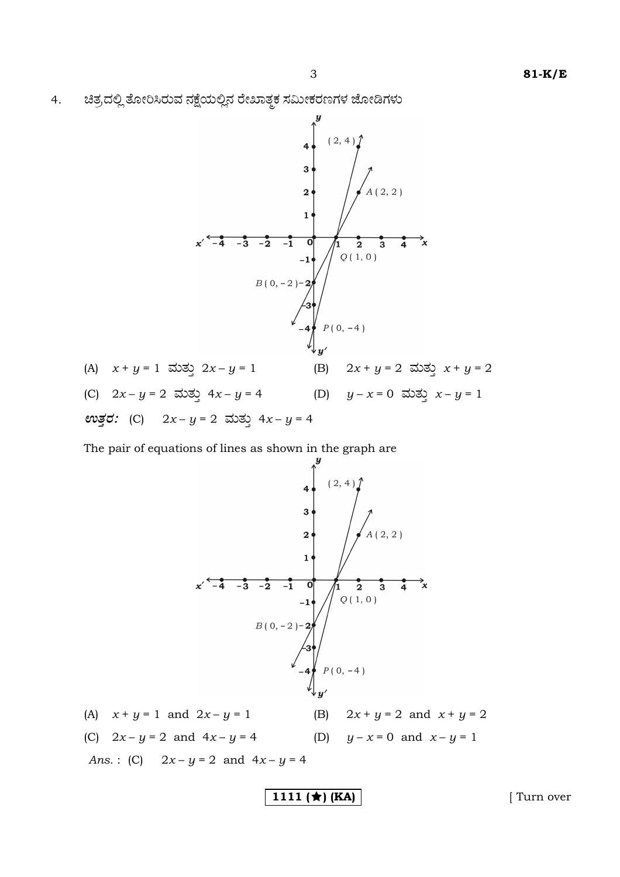4. ಚಿತ್ರದಲ್ಲಿ ತೋರಿಸಿರುವ ನಕ್ಷೆಯಲ್ಲಿನ ರೇಖಾತ್ಮಕ ಸಮೀಕರಣಗಳ ಜೋಡಿಗಳು

(A) $x + y = 1$ ಮತ್ತು $2x - y = 1$  (B) $2x + y = 2$ ಮತ್ತು $x + y = 2$

(C) $2x - y = 2$ ಮತ್ತು $4x - y = 4$  (D) $y - x = 0$ ಮತ್ತು $x - y = 1$

***ಉತ್ತರ:*** (C) $2x - y = 2$ ಮತ್ತು $4x - y = 4$

The pair of equations of lines as shown in the graph are

(A) $x + y = 1$ and $2x - y = 1$  (B) $2x + y = 2$ and $x + y = 2$

(C) $2x - y = 2$ and $4x - y = 4$  (D) $y - x = 0$ and $x - y = 1$

*Ans.* : (C) $2x - y = 2$ and $4x - y = 4$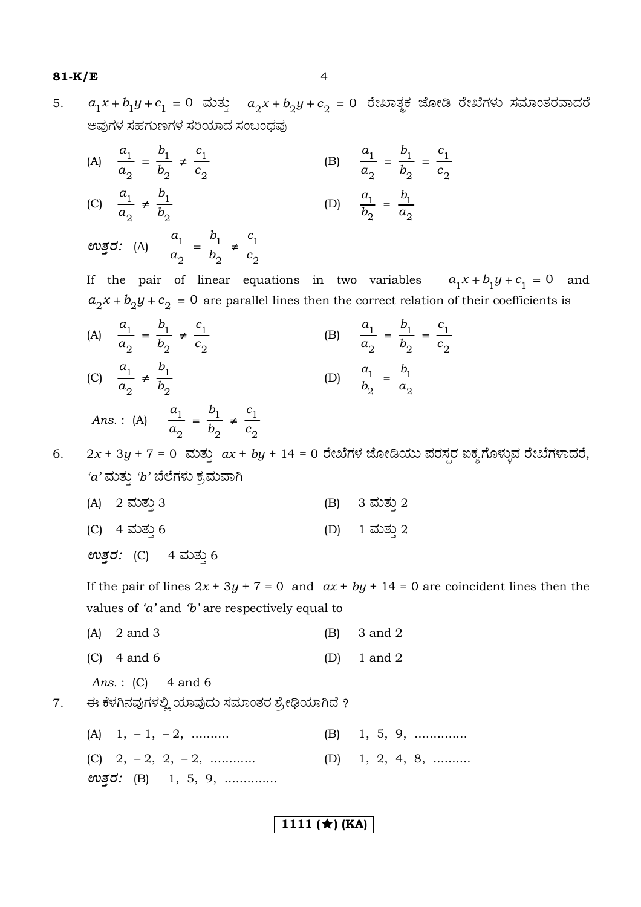5. $a_1x + b_1y + c_1 = 0$ ಮತ್ತು $a_2x + b_2y + c_2 = 0$ ರೇಖಾತ್ಮಕ ಜೋಡಿ ರೇಖೆಗಳು ಸಮಾಂತರವಾದರೆ ಅವುಗಳ ಸಹಗುಣಗಳ ಸರಿಯಾದ ಸಂಬಂಧವು

(A) $\frac{a_1}{a_2} = \frac{b_1}{b_2} \neq \frac{c_1}{c_2}$ (B) $\frac{a_1}{a_2} = \frac{b_1}{b_2} = \frac{c_1}{c_2}$

(C) $\frac{a_1}{a_2} \neq \frac{b_1}{b_2}$ (D) $\frac{a_1}{b_2} = \frac{b_1}{a_2}$

***ಉತ್ತರ:*** (A) $\frac{a_1}{a_2} = \frac{b_1}{b_2} \neq \frac{c_1}{c_2}$

If the pair of linear equations in two variables $a_1x + b_1y + c_1 = 0$ and $a_2x + b_2y + c_2 = 0$ are parallel lines then the correct relation of their coefficients is

(A) $\frac{a_1}{a_2} = \frac{b_1}{b_2} \neq \frac{c_1}{c_2}$ (B) $\frac{a_1}{a_2} = \frac{b_1}{b_2} = \frac{c_1}{c_2}$

(C) $\frac{a_1}{a_2} \neq \frac{b_1}{b_2}$ (D) $\frac{a_1}{b_2} = \frac{b_1}{a_2}$

*Ans.* : (A) $\frac{a_1}{a_2} = \frac{b_1}{b_2} \neq \frac{c_1}{c_2}$

6. $2x + 3y + 7 = 0$ ಮತ್ತು $ax + by + 14 = 0$ ರೇಖೆಗಳ ಜೋಡಿಯು ಪರಸ್ಪರ ಐಕ್ಯಗೊಳ್ಳುವ ರೇಖೆಗಳಾದರೆ, *'a'* ಮತ್ತು *'b'* ಬೆಲೆಗಳು ಕ್ರಮವಾಗಿ

(A) 2 ಮತ್ತು 3 (B) 3 ಮತ್ತು 2

(C) 4 ಮತ್ತು 6 (D) 1 ಮತ್ತು 2

***ಉತ್ತರ:*** (C) 4 ಮತ್ತು 6

If the pair of lines $2x + 3y + 7 = 0$ and $ax + by + 14 = 0$ are coincident lines then the values of *'a'* and *'b'* are respectively equal to

(A) 2 and 3 (B) 3 and 2

(C) 4 and 6 (D) 1 and 2

*Ans.* : (C) 4 and 6

7. ಈ ಕೆಳಗಿನವುಗಳಲ್ಲಿ ಯಾವುದು ಸಮಾಂತರ ಶ್ರೇಢಿಯಾಗಿದೆ ?

(A) $1, -1, -2, \ldots\ldots\ldots$ (B) $1, 5, 9, \ldots\ldots\ldots\ldots$

(C) $2, -2, 2, -2, \ldots\ldots\ldots\ldots$ (D) $1, 2, 4, 8, \ldots\ldots\ldots$

***ಉತ್ತರ:*** (B) $1, 5, 9, \ldots\ldots\ldots\ldots$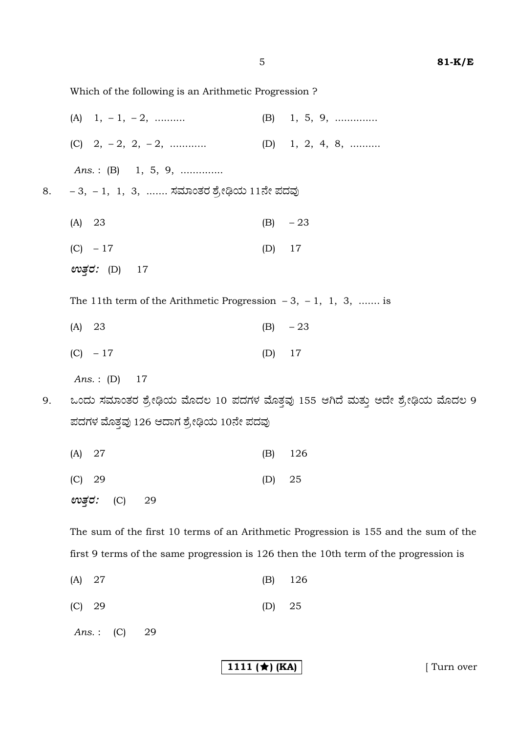Which of the following is an Arithmetic Progression ?

(A) $1, -1, -2, \ldots\ldots\ldots$ (B) $1, 5, 9, \ldots\ldots\ldots\ldots$

(C) $2, -2, 2, -2, \ldots\ldots\ldots\ldots$ (D) $1, 2, 4, 8, \ldots\ldots\ldots$

*Ans.* : (B) $1, 5, 9, \ldots\ldots\ldots\ldots$

8. $-3, -1, 1, 3, \ldots\ldots$ ಸಮಾಂತರ ಶ್ರೇಢಿಯ 11ನೇ ಪದವು

(A) 23 (B) $-23$

(C) $-17$ (D) 17

***ಉತ್ತರ:*** (D) 17

The 11th term of the Arithmetic Progression $-3, -1, 1, 3, \ldots\ldots$ is

(A) 23 (B) $-23$

(C) $-17$ (D) 17

*Ans.* : (D) 17

9. ಒಂದು ಸಮಾಂತರ ಶ್ರೇಢಿಯ ಮೊದಲ 10 ಪದಗಳ ಮೊತ್ತವು 155 ಆಗಿದೆ ಮತ್ತು ಅದೇ ಶ್ರೇಢಿಯ ಮೊದಲ 9 ಪದಗಳ ಮೊತ್ತವು 126 ಆದಾಗ ಶ್ರೇಢಿಯ 10ನೇ ಪದವು

(A) 27 (B) 126

(C) 29 (D) 25

***ಉತ್ತರ:*** (C) 29

The sum of the first 10 terms of an Arithmetic Progression is 155 and the sum of the first 9 terms of the same progression is 126 then the 10th term of the progression is

(A) 27 (B) 126

(C) 29 (D) 25

*Ans.* : (C) 29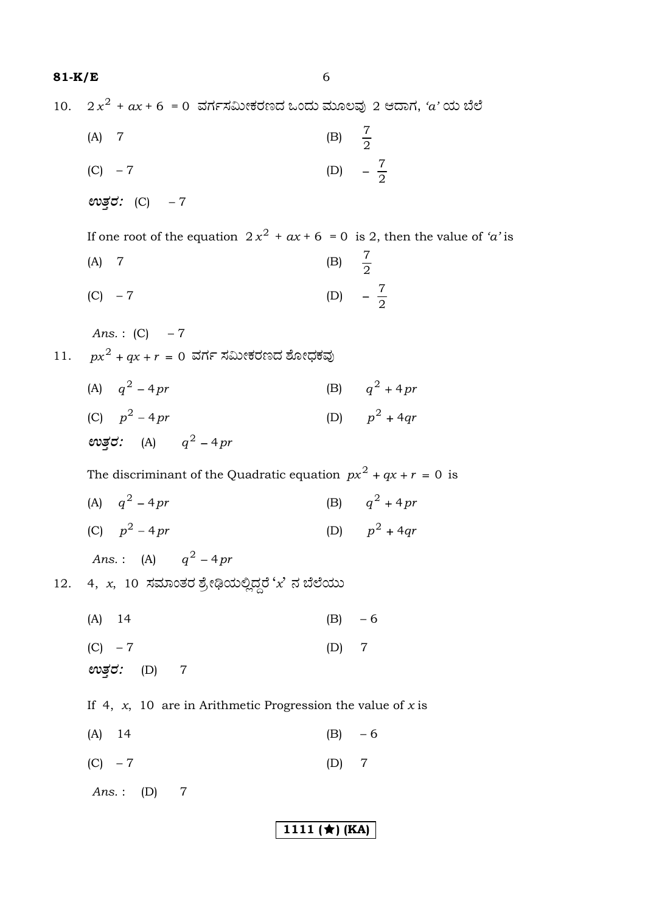10. $2x^2 + ax + 6 = 0$ ವರ್ಗಸಮೀಕರಣದ ಒಂದು ಮೂಲವು 2 ಆದಾಗ, '$a$' ಯ ಬೆಲೆ

(A) 7 (B) $\frac{7}{2}$

(C) $-7$ (D) $-\frac{7}{2}$

***ಉತ್ತರ:*** (C) $-7$

If one root of the equation $2x^2 + ax + 6 = 0$ is 2, then the value of '$a$' is

(A) 7 (B) $\frac{7}{2}$

(C) $-7$ (D) $-\frac{7}{2}$

*Ans.* : (C) $-7$

11. $px^2 + qx + r = 0$ ವರ್ಗ ಸಮೀಕರಣದ ಶೋಧಕವು

(A) $q^2 - 4pr$ (B) $q^2 + 4pr$

(C) $p^2 - 4pr$ (D) $p^2 + 4qr$

***ಉತ್ತರ:*** (A) $q^2 - 4pr$

The discriminant of the Quadratic equation $px^2 + qx + r = 0$ is

(A) $q^2 - 4pr$ (B) $q^2 + 4pr$

(C) $p^2 - 4pr$ (D) $p^2 + 4qr$

*Ans.* : (A) $q^2 - 4pr$

12. 4, $x$, 10 ಸಮಾಂತರ ಶ್ರೇಢಿಯಲ್ಲಿದ್ದರೆ '$x$' ನ ಬೆಲೆಯು

(A) 14 (B) $-6$

(C) $-7$ (D) 7

***ಉತ್ತರ:*** (D) 7

If 4, $x$, 10 are in Arithmetic Progression the value of $x$ is

(A) 14 (B) $-6$

(C) $-7$ (D) 7

*Ans.* : (D) 7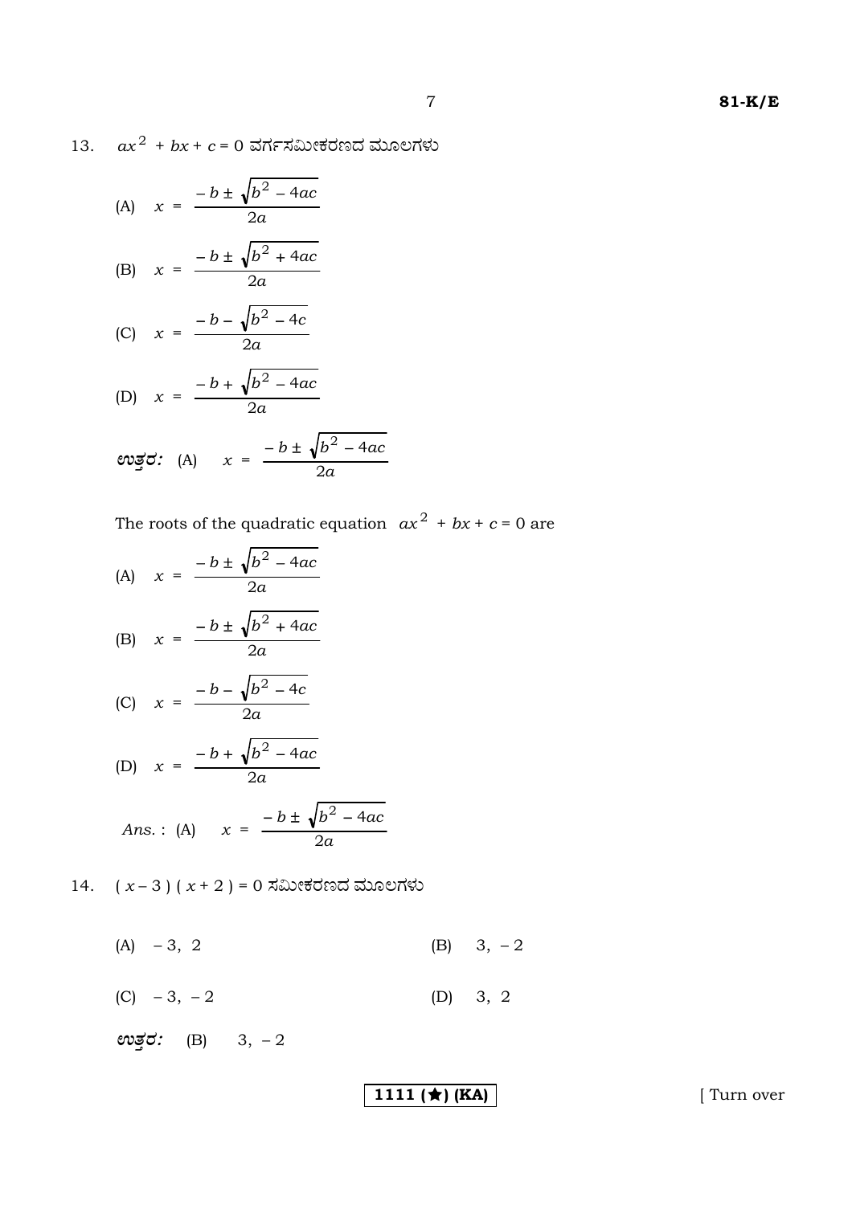13. $ax^2 + bx + c = 0$ ವರ್ಗಸಮೀಕರಣದ ಮೂಲಗಳು

(A) $x = \dfrac{-b \pm \sqrt{b^2 - 4ac}}{2a}$

(B) $x = \dfrac{-b \pm \sqrt{b^2 + 4ac}}{2a}$

(C) $x = \dfrac{-b - \sqrt{b^2 - 4c}}{2a}$

(D) $x = \dfrac{-b + \sqrt{b^2 - 4ac}}{2a}$

***ಉತ್ತರ:*** (A) $x = \dfrac{-b \pm \sqrt{b^2 - 4ac}}{2a}$

The roots of the quadratic equation $ax^2 + bx + c = 0$ are

(A) $x = \dfrac{-b \pm \sqrt{b^2 - 4ac}}{2a}$

(B) $x = \dfrac{-b \pm \sqrt{b^2 + 4ac}}{2a}$

(C) $x = \dfrac{-b - \sqrt{b^2 - 4c}}{2a}$

(D) $x = \dfrac{-b + \sqrt{b^2 - 4ac}}{2a}$

*Ans.* : (A) $x = \dfrac{-b \pm \sqrt{b^2 - 4ac}}{2a}$

14. $(x - 3)(x + 2) = 0$ ಸಮೀಕರಣದ ಮೂಲಗಳು

(A) $-3, \ 2$ (B) $3, \ -2$

(C) $-3, \ -2$ (D) $3, \ 2$

***ಉತ್ತರ:*** (B) $3, \ -2$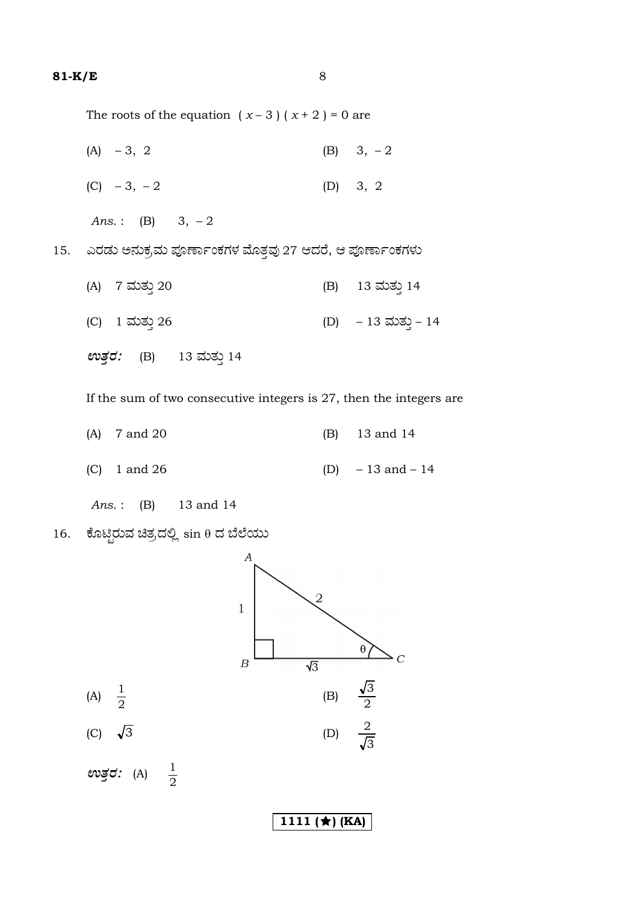The roots of the equation $(x-3)(x+2)=0$ are

(A) $-3, 2$ (B) $3, -2$

(C) $-3, -2$ (D) $3, 2$

*Ans.* : (B) $3, -2$

15. ಎರಡು ಅನುಕ್ರಮ ಪೂರ್ಣಾಂಕಗಳ ಮೊತ್ತವು 27 ಆದರೆ, ಆ ಪೂರ್ಣಾಂಕಗಳು

(A) 7 ಮತ್ತು 20 (B) 13 ಮತ್ತು 14

(C) 1 ಮತ್ತು 26 (D) $-13$ ಮತ್ತು $-14$

***ಉತ್ತರ:*** (B) 13 ಮತ್ತು 14

If the sum of two consecutive integers is 27, then the integers are

(A) 7 and 20 (B) 13 and 14

(C) 1 and 26 (D) $-13$ and $-14$

*Ans.* : (B) 13 and 14

16. ಕೊಟ್ಟಿರುವ ಚಿತ್ರದಲ್ಲಿ $\sin\theta$ ದ ಬೆಲೆಯು

(Figure: right triangle $ABC$ with right angle at $B$, $AB = 1$, $BC = \sqrt{3}$, $AC = 2$, angle $\theta$ at $C$)

(A) $\frac{1}{2}$ (B) $\frac{\sqrt{3}}{2}$

(C) $\sqrt{3}$ (D) $\frac{2}{\sqrt{3}}$

***ಉತ್ತರ:*** (A) $\frac{1}{2}$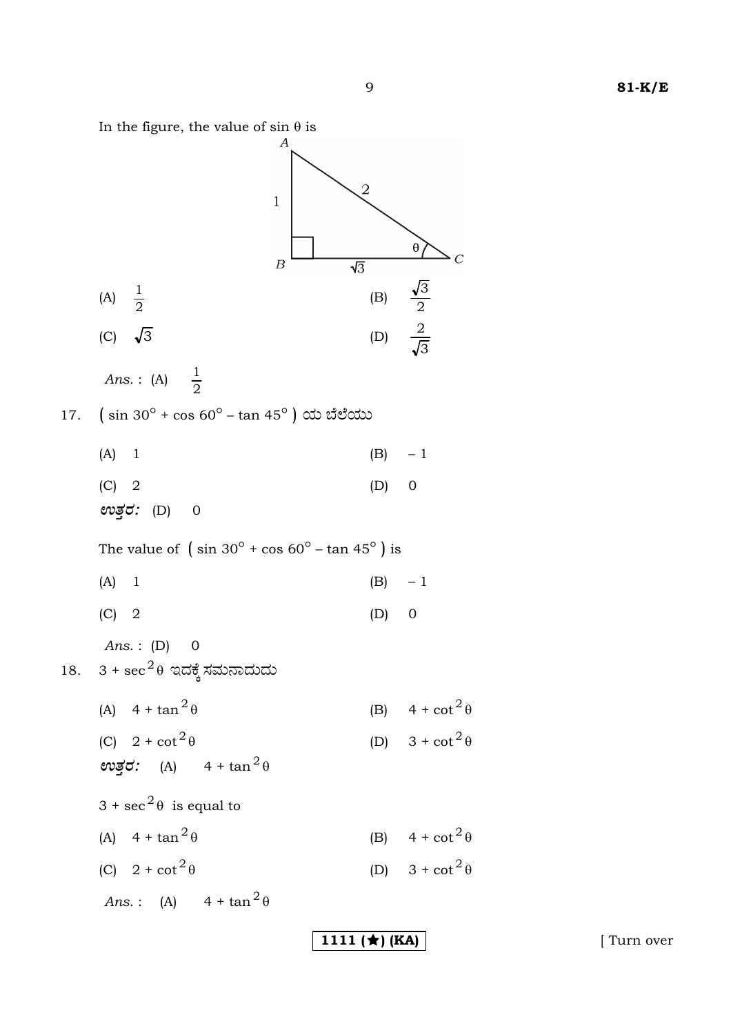In the figure, the value of sin θ is

(A) $\frac{1}{2}$ (B) $\frac{\sqrt{3}}{2}$

(C) $\sqrt{3}$ (D) $\frac{2}{\sqrt{3}}$

*Ans.* : (A) $\frac{1}{2}$

17. $(\sin 30^\circ + \cos 60^\circ - \tan 45^\circ)$ ಯ ಬೆಲೆಯು

(A) 1 (B) – 1

(C) 2 (D) 0

***ಉತ್ತರ:*** (D) 0

The value of $(\sin 30^\circ + \cos 60^\circ - \tan 45^\circ)$ is

(A) 1 (B) – 1

(C) 2 (D) 0

*Ans.* : (D) 0

18. $3 + \sec^2\theta$ ಇದಕ್ಕೆ ಸಮನಾದುದು

(A) $4 + \tan^2\theta$ (B) $4 + \cot^2\theta$

(C) $2 + \cot^2\theta$ (D) $3 + \cot^2\theta$

***ಉತ್ತರ:*** (A) $4 + \tan^2\theta$

$3 + \sec^2\theta$ is equal to

(A) $4 + \tan^2\theta$ (B) $4 + \cot^2\theta$

(C) $2 + \cot^2\theta$ (D) $3 + \cot^2\theta$

*Ans.* : (A) $4 + \tan^2\theta$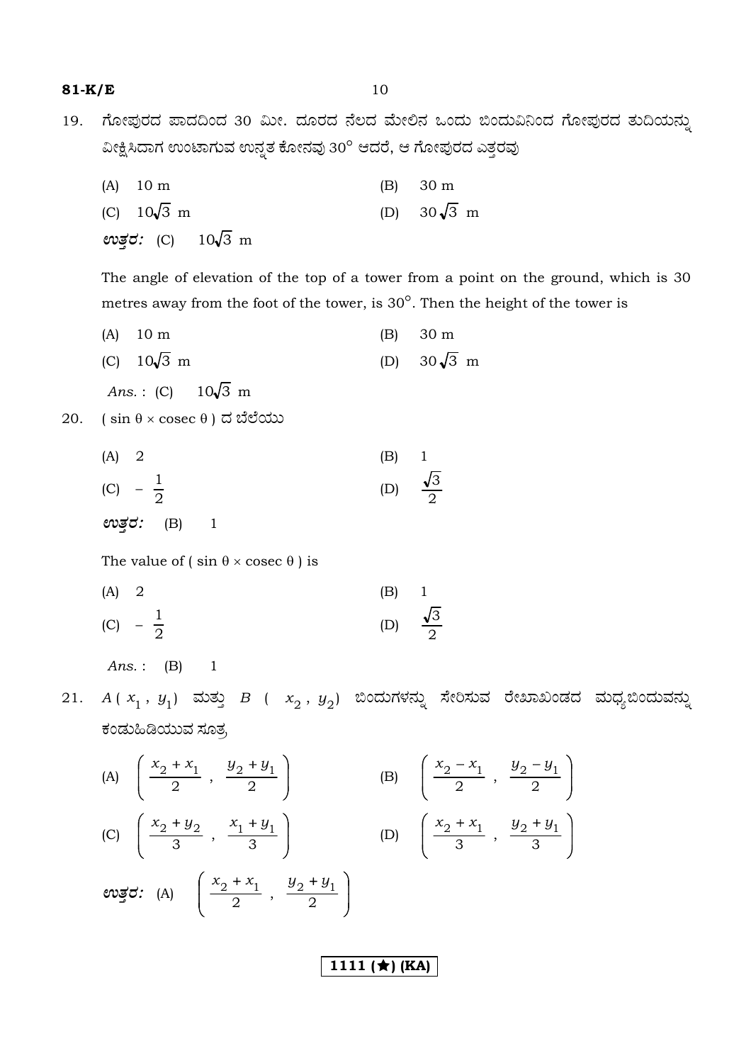19. ಗೋಪುರದ ಪಾದದಿಂದ 30 ಮೀ. ದೂರದ ನೆಲದ ಮೇಲಿನ ಒಂದು ಬಿಂದುವಿನಿಂದ ಗೋಪುರದ ತುದಿಯನ್ನು ವೀಕ್ಷಿಸಿದಾಗ ಉಂಟಾಗುವ ಉನ್ನತ ಕೋನವು $30^\circ$ ಆದರೆ, ಆ ಗೋಪುರದ ಎತ್ತರವು

(A) 10 m (B) 30 m

(C) $10\sqrt{3}$ m (D) $30\sqrt{3}$ m

***ಉತ್ತರ:*** (C) $10\sqrt{3}$ m

The angle of elevation of the top of a tower from a point on the ground, which is 30 metres away from the foot of the tower, is $30^\circ$. Then the height of the tower is

(A) 10 m (B) 30 m

(C) $10\sqrt{3}$ m (D) $30\sqrt{3}$ m

*Ans.* : (C) $10\sqrt{3}$ m

20. ( $\sin\theta \times \text{cosec}\,\theta$ ) ದ ಬೆಲೆಯು

(A) 2 (B) 1

(C) $-\frac{1}{2}$ (D) $\frac{\sqrt{3}}{2}$

***ಉತ್ತರ:*** (B) 1

The value of ( $\sin\theta \times \text{cosec}\,\theta$ ) is

(A) 2 (B) 1

(C) $-\frac{1}{2}$ (D) $\frac{\sqrt{3}}{2}$

*Ans.* : (B) 1

21. $A(x_1, y_1)$ ಮತ್ತು $B(x_2, y_2)$ ಬಿಂದುಗಳನ್ನು ಸೇರಿಸುವ ರೇಖಾಖಂಡದ ಮಧ್ಯಬಿಂದುವನ್ನು ಕಂಡುಹಿಡಿಯುವ ಸೂತ್ರ

(A) $\left(\frac{x_2+x_1}{2}, \frac{y_2+y_1}{2}\right)$ (B) $\left(\frac{x_2-x_1}{2}, \frac{y_2-y_1}{2}\right)$

(C) $\left(\frac{x_2+y_2}{3}, \frac{x_1+y_1}{3}\right)$ (D) $\left(\frac{x_2+x_1}{3}, \frac{y_2+y_1}{3}\right)$

***ಉತ್ತರ:*** (A) $\left(\frac{x_2+x_1}{2}, \frac{y_2+y_1}{2}\right)$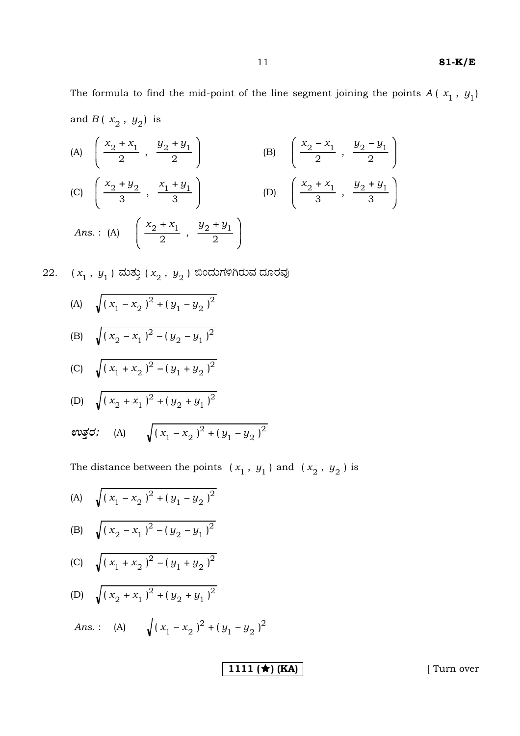The formula to find the mid-point of the line segment joining the points $A(x_1, y_1)$ and $B(x_2, y_2)$ is

(A) $\left(\frac{x_2 + x_1}{2}, \frac{y_2 + y_1}{2}\right)$ (B) $\left(\frac{x_2 - x_1}{2}, \frac{y_2 - y_1}{2}\right)$

(C) $\left(\frac{x_2 + y_2}{3}, \frac{x_1 + y_1}{3}\right)$ (D) $\left(\frac{x_2 + x_1}{3}, \frac{y_2 + y_1}{3}\right)$

*Ans.* : (A) $\left(\frac{x_2 + x_1}{2}, \frac{y_2 + y_1}{2}\right)$

22. $(x_1, y_1)$ ಮತ್ತು $(x_2, y_2)$ ಬಿಂದುಗಳಿಗಿರುವ ದೂರವು

(A) $\sqrt{(x_1 - x_2)^2 + (y_1 - y_2)^2}$

(B) $\sqrt{(x_2 - x_1)^2 - (y_2 - y_1)^2}$

(C) $\sqrt{(x_1 + x_2)^2 - (y_1 + y_2)^2}$

(D) $\sqrt{(x_2 + x_1)^2 + (y_2 + y_1)^2}$

***ಉತ್ತರ:*** (A) $\sqrt{(x_1 - x_2)^2 + (y_1 - y_2)^2}$

The distance between the points $(x_1, y_1)$ and $(x_2, y_2)$ is

(A) $\sqrt{(x_1 - x_2)^2 + (y_1 - y_2)^2}$

(B) $\sqrt{(x_2 - x_1)^2 - (y_2 - y_1)^2}$

(C) $\sqrt{(x_1 + x_2)^2 - (y_1 + y_2)^2}$

(D) $\sqrt{(x_2 + x_1)^2 + (y_2 + y_1)^2}$

*Ans.* : (A) $\sqrt{(x_1 - x_2)^2 + (y_1 - y_2)^2}$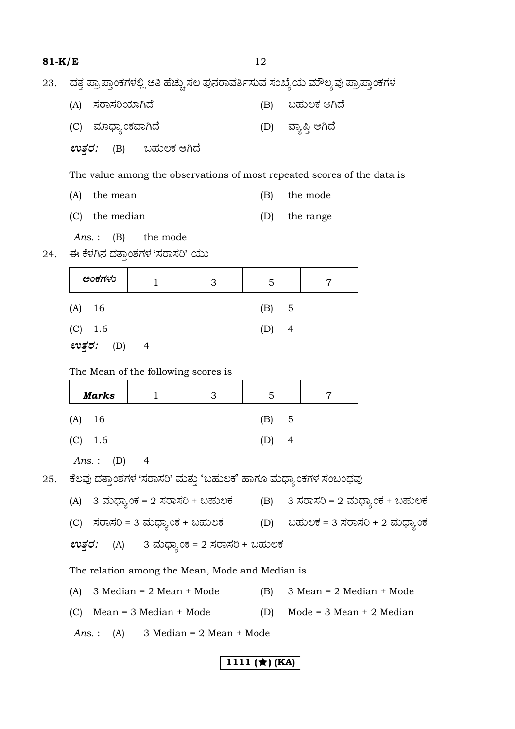23. ದತ್ತ ಪ್ರಾಪ್ತಾಂಕಗಳಲ್ಲಿ ಅತಿ ಹೆಚ್ಚು ಸಲ ಪುನರಾವರ್ತಿಸುವ ಸಂಖ್ಯೆಯ ಮೌಲ್ಯವು ಪ್ರಾಪ್ತಾಂಕಗಳ

(A) ಸರಾಸರಿಯಾಗಿದೆ (B) ಬಹುಲಕ ಆಗಿದೆ

(C) ಮಾಧ್ಯಾಂಕವಾಗಿದೆ (D) ವ್ಯಾಪ್ತಿ ಆಗಿದೆ

***ಉತ್ತರ:*** (B) ಬಹುಲಕ ಆಗಿದೆ

The value among the observations of most repeated scores of the data is

(A) the mean (B) the mode

(C) the median (D) the range

*Ans.* : (B) the mode

24. ಈ ಕೆಳಗಿನ ದತ್ತಾಂಶಗಳ 'ಸರಾಸರಿ' ಯು

| ***ಅಂಕಗಳು*** | 1 | 3 | 5 | 7 |
|---|---|---|---|---|

(A) 16 (B) 5

(C) 1.6 (D) 4

***ಉತ್ತರ:*** (D) 4

The Mean of the following scores is

| ***Marks*** | 1 | 3 | 5 | 7 |
|---|---|---|---|---|

(A) 16 (B) 5

(C) 1.6 (D) 4

*Ans.* : (D) 4

25. ಕೆಲವು ದತ್ತಾಂಶಗಳ 'ಸರಾಸರಿ' ಮತ್ತು '**ಬಹುಲಕ**' ಹಾಗೂ ಮಧ್ಯಾಂಕಗಳ ಸಂಬಂಧವು

(A) 3 ಮಧ್ಯಾಂಕ = 2 ಸರಾಸರಿ + ಬಹುಲಕ (B) 3 ಸರಾಸರಿ = 2 ಮಧ್ಯಾಂಕ + ಬಹುಲಕ

(C) ಸರಾಸರಿ = 3 ಮಧ್ಯಾಂಕ + ಬಹುಲಕ (D) ಬಹುಲಕ = 3 ಸರಾಸರಿ + 2 ಮಧ್ಯಾಂಕ

***ಉತ್ತರ:*** (A) 3 ಮಧ್ಯಾಂಕ = 2 ಸರಾಸರಿ + ಬಹುಲಕ

The relation among the Mean, Mode and Median is

(A) 3 Median = 2 Mean + Mode (B) 3 Mean = 2 Median + Mode

(C) Mean = 3 Median + Mode (D) Mode = 3 Mean + 2 Median

*Ans.* : (A) 3 Median = 2 Mean + Mode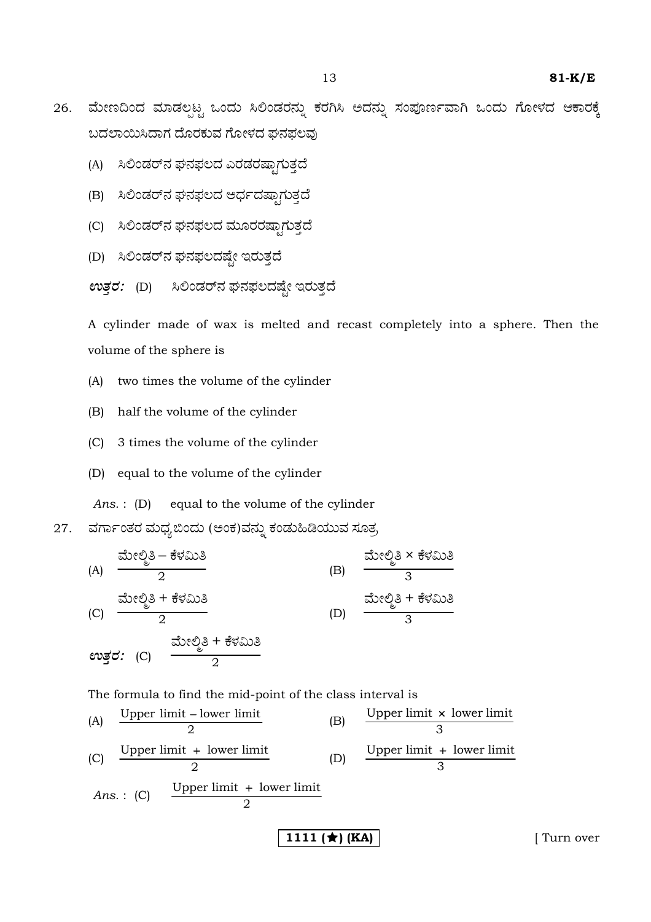26. ಮೇಣದಿಂದ ಮಾಡಲ್ಪಟ್ಟ ಒಂದು ಸಿಲಿಂಡರನ್ನು ಕರಗಿಸಿ ಅದನ್ನು ಸಂಪೂರ್ಣವಾಗಿ ಒಂದು ಗೋಳದ ಆಕಾರಕ್ಕೆ ಬದಲಾಯಿಸಿದಾಗ ದೊರಕುವ ಗೋಳದ ಘನಫಲವು

   (A) ಸಿಲಿಂಡರ್‌ನ ಘನಫಲದ ಎರಡರಷ್ಟಾಗುತ್ತದೆ

   (B) ಸಿಲಿಂಡರ್‌ನ ಘನಫಲದ ಅರ್ಧದಷ್ಟಾಗುತ್ತದೆ

   (C) ಸಿಲಿಂಡರ್‌ನ ಘನಫಲದ ಮೂರರಷ್ಟಾಗುತ್ತದೆ

   (D) ಸಿಲಿಂಡರ್‌ನ ಘನಫಲದಷ್ಟೇ ಇರುತ್ತದೆ

   ***ಉತ್ತರ:*** (D) ಸಿಲಿಂಡರ್‌ನ ಘನಫಲದಷ್ಟೇ ಇರುತ್ತದೆ

   A cylinder made of wax is melted and recast completely into a sphere. Then the volume of the sphere is

   (A) two times the volume of the cylinder

   (B) half the volume of the cylinder

   (C) 3 times the volume of the cylinder

   (D) equal to the volume of the cylinder

   *Ans.* : (D) equal to the volume of the cylinder

27. ವರ್ಗಾಂತರ ಮಧ್ಯಬಿಂದು (ಅಂಕ)ವನ್ನು ಕಂಡುಹಿಡಿಯುವ ಸೂತ್ರ

   (A) $\dfrac{\text{ಮೇಲ್ಮಿತಿ} - \text{ಕೆಳಮಿತಿ}}{2}$ (B) $\dfrac{\text{ಮೇಲ್ಮಿತಿ} \times \text{ಕೆಳಮಿತಿ}}{3}$

   (C) $\dfrac{\text{ಮೇಲ್ಮಿತಿ} + \text{ಕೆಳಮಿತಿ}}{2}$ (D) $\dfrac{\text{ಮೇಲ್ಮಿತಿ} + \text{ಕೆಳಮಿತಿ}}{3}$

   ***ಉತ್ತರ:*** (C) $\dfrac{\text{ಮೇಲ್ಮಿತಿ} + \text{ಕೆಳಮಿತಿ}}{2}$

   The formula to find the mid-point of the class interval is

   (A) $\dfrac{\text{Upper limit} - \text{lower limit}}{2}$ (B) $\dfrac{\text{Upper limit} \times \text{lower limit}}{3}$

   (C) $\dfrac{\text{Upper limit} + \text{lower limit}}{2}$ (D) $\dfrac{\text{Upper limit} + \text{lower limit}}{3}$

   *Ans.* : (C) $\dfrac{\text{Upper limit} + \text{lower limit}}{2}$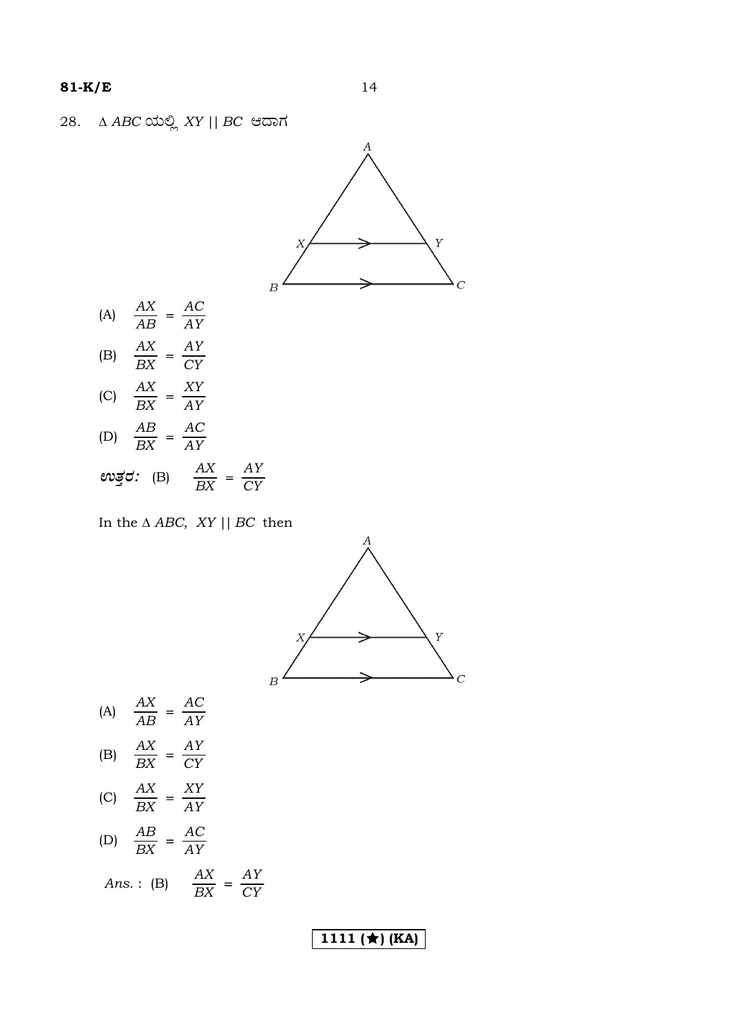28. $\Delta\, ABC$ ಯಲ್ಲಿ $XY \parallel BC$ ಆದಾಗ

(A) $\dfrac{AX}{AB} = \dfrac{AC}{AY}$

(B) $\dfrac{AX}{BX} = \dfrac{AY}{CY}$

(C) $\dfrac{AX}{BX} = \dfrac{XY}{AY}$

(D) $\dfrac{AB}{BX} = \dfrac{AC}{AY}$

***ಉತ್ತರ:*** (B) $\dfrac{AX}{BX} = \dfrac{AY}{CY}$

In the $\Delta\, ABC$, $XY \parallel BC$ then

(A) $\dfrac{AX}{AB} = \dfrac{AC}{AY}$

(B) $\dfrac{AX}{BX} = \dfrac{AY}{CY}$

(C) $\dfrac{AX}{BX} = \dfrac{XY}{AY}$

(D) $\dfrac{AB}{BX} = \dfrac{AC}{AY}$

*Ans.* : (B) $\dfrac{AX}{BX} = \dfrac{AY}{CY}$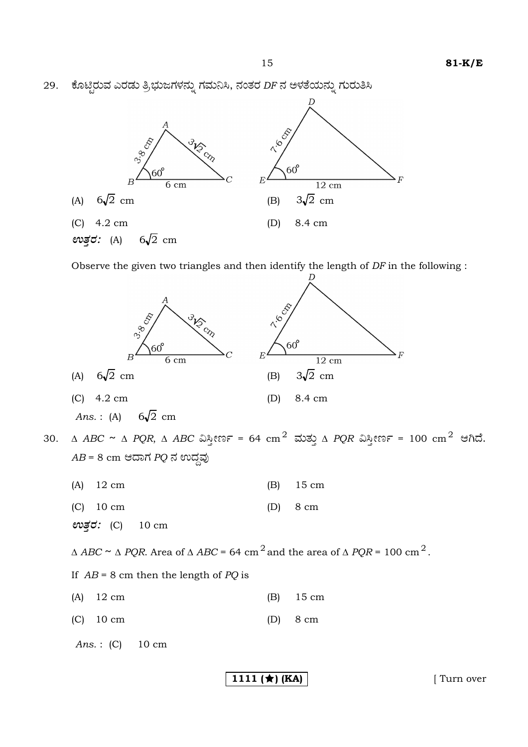29. ಕೊಟ್ಟಿರುವ ಎರಡು ತ್ರಿಭುಜಗಳನ್ನು ಗಮನಿಸಿ, ನಂತರ $DF$ ನ ಅಳತೆಯನ್ನು ಗುರುತಿಸಿ

(A) $6\sqrt{2}$ cm (B) $3\sqrt{2}$ cm

(C) 4.2 cm (D) 8.4 cm

**ಉತ್ತರ:** (A) $6\sqrt{2}$ cm

Observe the given two triangles and then identify the length of $DF$ in the following :

(A) $6\sqrt{2}$ cm (B) $3\sqrt{2}$ cm

(C) 4.2 cm (D) 8.4 cm

*Ans.* : (A) $6\sqrt{2}$ cm

30. $\Delta ABC \sim \Delta PQR$, $\Delta ABC$ ವಿಸ್ತೀರ್ಣ = 64 $cm^2$ ಮತ್ತು $\Delta PQR$ ವಿಸ್ತೀರ್ಣ = 100 $cm^2$ ಆಗಿದೆ. $AB$ = 8 cm ಆದಾಗ $PQ$ ನ ಉದ್ದವು

(A) 12 cm (B) 15 cm

(C) 10 cm (D) 8 cm

**ಉತ್ತರ:** (C) 10 cm

$\Delta ABC \sim \Delta PQR$. Area of $\Delta ABC$ = 64 $cm^2$ and the area of $\Delta PQR$ = 100 $cm^2$.

If $AB$ = 8 cm then the length of $PQ$ is

(A) 12 cm (B) 15 cm

(C) 10 cm (D) 8 cm

*Ans.* : (C) 10 cm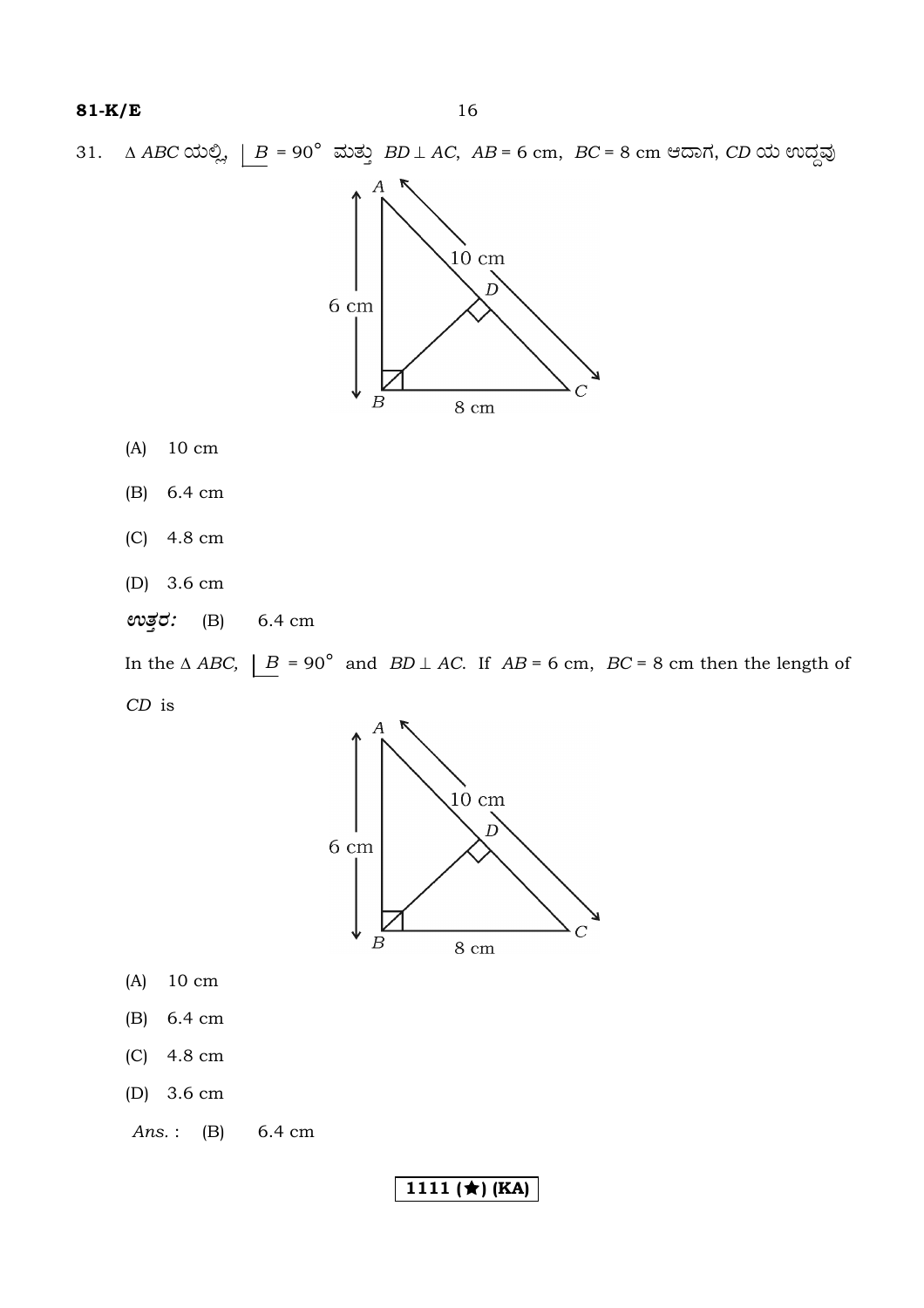31. $\Delta ABC$ ಯಲ್ಲಿ, $\underline{|B} = 90^\circ$ ಮತ್ತು $BD \perp AC$, $AB = 6$ cm, $BC = 8$ cm ಆದಾಗ, $CD$ ಯ ಉದ್ದವು

(A) 10 cm

(B) 6.4 cm

(C) 4.8 cm

(D) 3.6 cm

***ಉತ್ತರ:*** (B) 6.4 cm

In the $\Delta ABC$, $\underline{|B} = 90^\circ$ and $BD \perp AC$. If $AB = 6$ cm, $BC = 8$ cm then the length of $CD$ is

(A) 10 cm

(B) 6.4 cm

(C) 4.8 cm

(D) 3.6 cm

*Ans.* : (B) 6.4 cm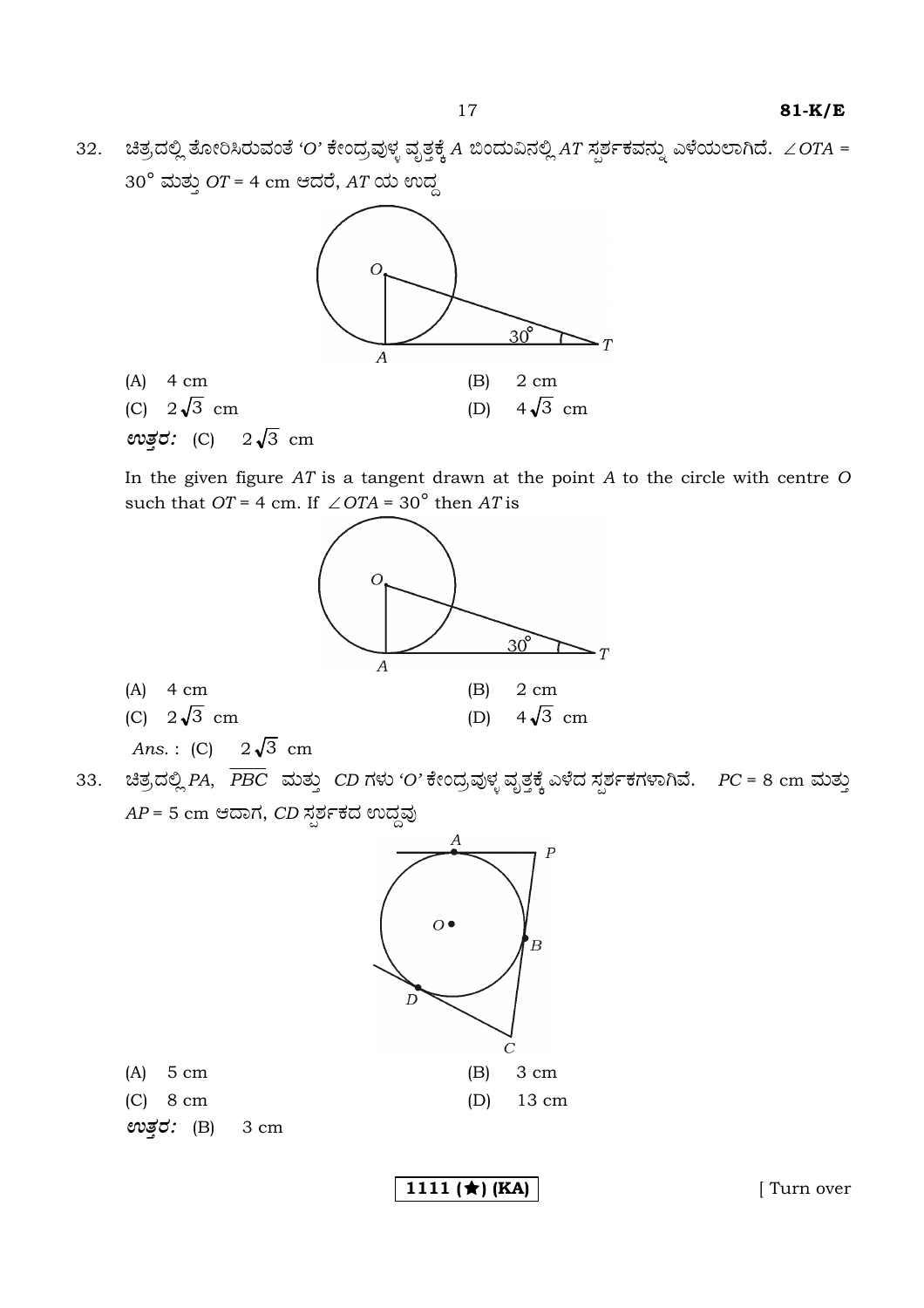32. ಚಿತ್ರದಲ್ಲಿ ತೋರಿಸಿರುವಂತೆ '*O*' ಕೇಂದ್ರವುಳ್ಳ ವೃತ್ತಕ್ಕೆ *A* ಬಿಂದುವಿನಲ್ಲಿ *AT* ಸ್ಪರ್ಶಕವನ್ನು ಎಳೆಯಲಾಗಿದೆ. $\angle OTA = 30^\circ$ ಮತ್ತು $OT = 4$ cm ಆದರೆ, *AT* ಯ ಉದ್ದ

(A) 4 cm (B) 2 cm

(C) $2\sqrt{3}$ cm (D) $4\sqrt{3}$ cm

***ಉತ್ತರ:*** (C) $2\sqrt{3}$ cm

In the given figure *AT* is a tangent drawn at the point *A* to the circle with centre *O* such that $OT = 4$ cm. If $\angle OTA = 30^\circ$ then *AT* is

(A) 4 cm (B) 2 cm

(C) $2\sqrt{3}$ cm (D) $4\sqrt{3}$ cm

*Ans.* : (C) $2\sqrt{3}$ cm

33. ಚಿತ್ರದಲ್ಲಿ *PA*, $\overline{PBC}$ ಮತ್ತು *CD* ಗಳು '*O*' ಕೇಂದ್ರವುಳ್ಳ ವೃತ್ತಕ್ಕೆ ಎಳೆದ ಸ್ಪರ್ಶಕಗಳಾಗಿವೆ. $PC = 8$ cm ಮತ್ತು $AP = 5$ cm ಆದಾಗ, *CD* ಸ್ಪರ್ಶಕದ ಉದ್ದವು

(A) 5 cm (B) 3 cm

(C) 8 cm (D) 13 cm

***ಉತ್ತರ:*** (B) 3 cm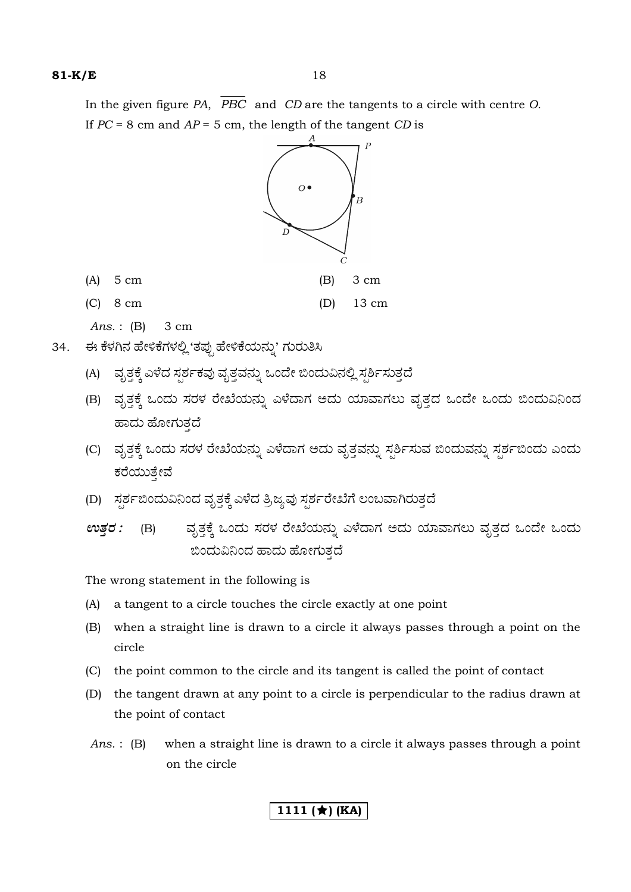In the given figure *PA*, $\overline{PBC}$ and *CD* are the tangents to a circle with centre *O*. If *PC* = 8 cm and *AP* = 5 cm, the length of the tangent *CD* is

(A) 5 cm (B) 3 cm

(C) 8 cm (D) 13 cm

*Ans.* : (B) 3 cm

34. ಈ ಕೆಳಗಿನ ಹೇಳಿಕೆಗಳಲ್ಲಿ 'ತಪ್ಪು ಹೇಳಿಕೆಯನ್ನು' ಗುರುತಿಸಿ

(A) ವೃತ್ತಕ್ಕೆ ಎಳೆದ ಸ್ಪರ್ಶಕವು ವೃತ್ತವನ್ನು ಒಂದೇ ಬಿಂದುವಿನಲ್ಲಿ ಸ್ಪರ್ಶಿಸುತ್ತದೆ

(B) ವೃತ್ತಕ್ಕೆ ಒಂದು ಸರಳ ರೇಖೆಯನ್ನು ಎಳೆದಾಗ ಅದು ಯಾವಾಗಲು ವೃತ್ತದ ಒಂದೇ ಒಂದು ಬಿಂದುವಿನಿಂದ ಹಾದು ಹೋಗುತ್ತದೆ

(C) ವೃತ್ತಕ್ಕೆ ಒಂದು ಸರಳ ರೇಖೆಯನ್ನು ಎಳೆದಾಗ ಅದು ವೃತ್ತವನ್ನು ಸ್ಪರ್ಶಿಸುವ ಬಿಂದುವನ್ನು ಸ್ಪರ್ಶಬಿಂದು ಎಂದು ಕರೆಯುತ್ತೇವೆ

(D) ಸ್ಪರ್ಶಬಿಂದುವಿನಿಂದ ವೃತ್ತಕ್ಕೆ ಎಳೆದ ತ್ರಿಜ್ಯವು ಸ್ಪರ್ಶರೇಖೆಗೆ ಲಂಬವಾಗಿರುತ್ತದೆ

***ಉತ್ತರ :*** (B) ವೃತ್ತಕ್ಕೆ ಒಂದು ಸರಳ ರೇಖೆಯನ್ನು ಎಳೆದಾಗ ಅದು ಯಾವಾಗಲು ವೃತ್ತದ ಒಂದೇ ಒಂದು ಬಿಂದುವಿನಿಂದ ಹಾದು ಹೋಗುತ್ತದೆ

The wrong statement in the following is

(A) a tangent to a circle touches the circle exactly at one point

(B) when a straight line is drawn to a circle it always passes through a point on the circle

(C) the point common to the circle and its tangent is called the point of contact

(D) the tangent drawn at any point to a circle is perpendicular to the radius drawn at the point of contact

*Ans.* : (B) when a straight line is drawn to a circle it always passes through a point on the circle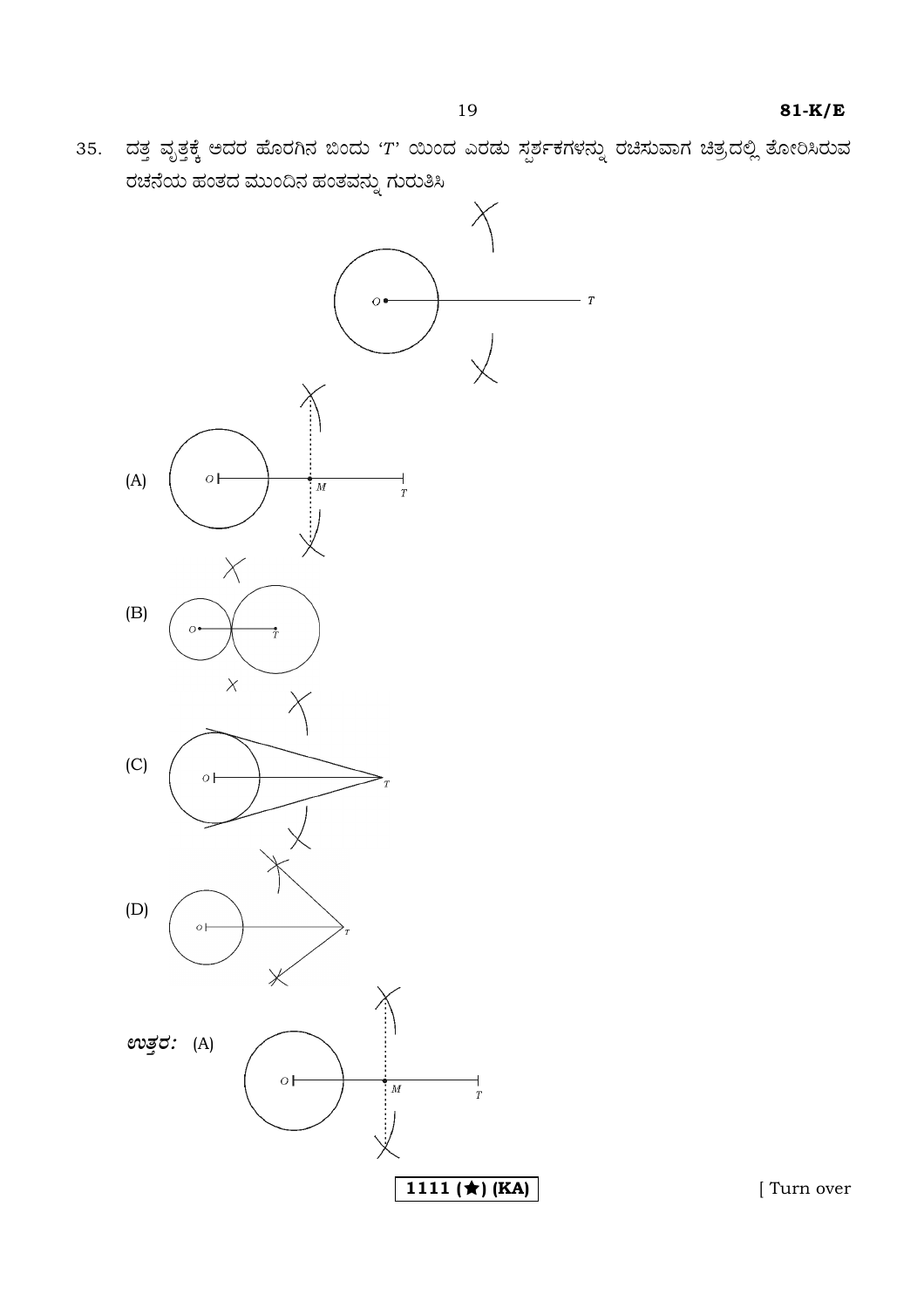35. ದತ್ತ ವೃತ್ತಕ್ಕೆ ಅದರ ಹೊರಗಿನ ಬಿಂದು '$T$' ಯಿಂದ ಎರಡು ಸ್ಪರ್ಶಕಗಳನ್ನು ರಚಿಸುವಾಗ ಚಿತ್ರದಲ್ಲಿ ತೋರಿಸಿರುವ ರಚನೆಯ ಹಂತದ ಮುಂದಿನ ಹಂತವನ್ನು ಗುರುತಿಸಿ

(A)

(B)

(C)

(D)

***ಉತ್ತರ:*** (A)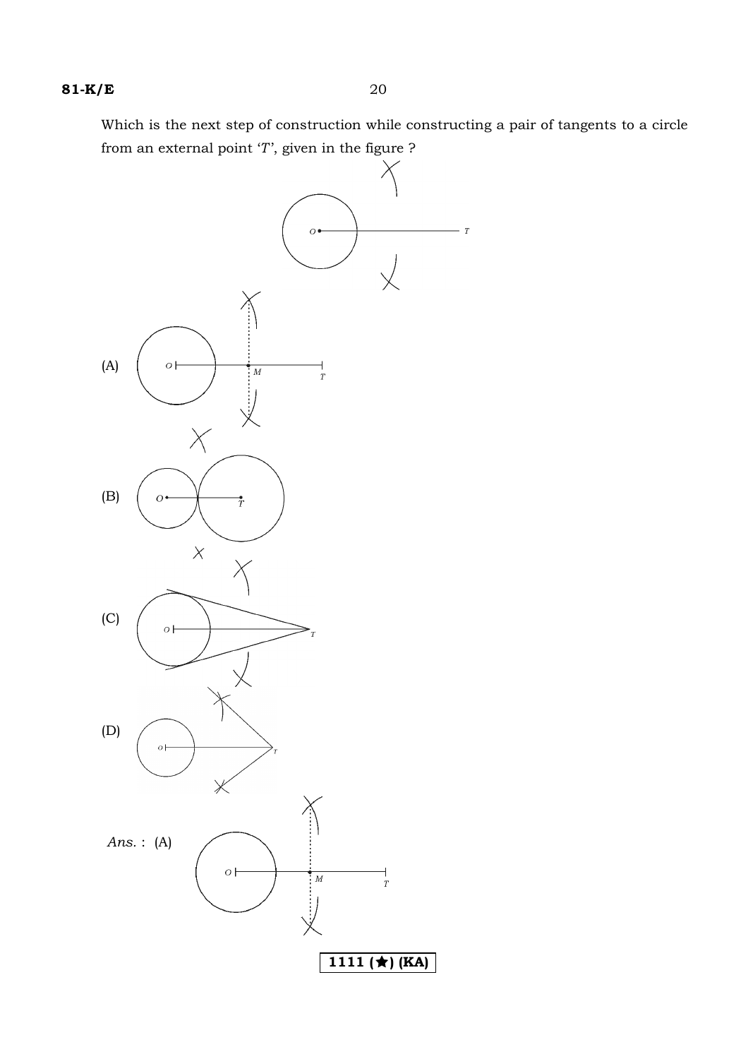Which is the next step of construction while constructing a pair of tangents to a circle from an external point '$T$', given in the figure ?

(A)

(B)

(C)

(D)

*Ans.* : (A)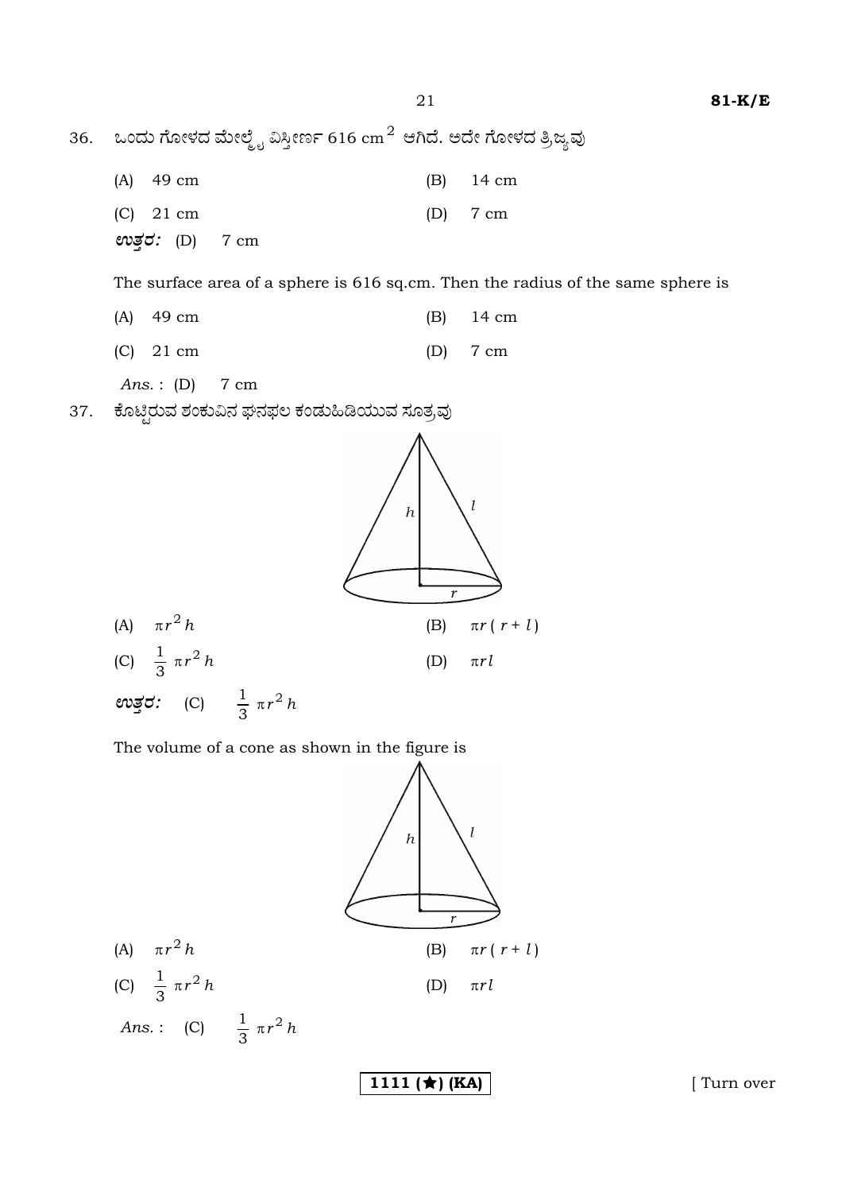36. ಒಂದು ಗೋಳದ ಮೇಲ್ಮೈ ವಿಸ್ತೀರ್ಣ 616 $cm^2$ ಆಗಿದೆ. ಅದೇ ಗೋಳದ ತ್ರಿಜ್ಯವು

(A) 49 cm (B) 14 cm

(C) 21 cm (D) 7 cm

***ಉತ್ತರ:*** (D) 7 cm

The surface area of a sphere is 616 sq.cm. Then the radius of the same sphere is

(A) 49 cm (B) 14 cm

(C) 21 cm (D) 7 cm

*Ans.* : (D) 7 cm

37. ಕೊಟ್ಟಿರುವ ಶಂಕುವಿನ ಘನಫಲ ಕಂಡುಹಿಡಿಯುವ ಸೂತ್ರವು

(A) $\pi r^2 h$ (B) $\pi r(r + l)$

(C) $\frac{1}{3}\pi r^2 h$ (D) $\pi r l$

***ಉತ್ತರ:*** (C) $\frac{1}{3}\pi r^2 h$

The volume of a cone as shown in the figure is

(A) $\pi r^2 h$ (B) $\pi r(r + l)$

(C) $\frac{1}{3}\pi r^2 h$ (D) $\pi r l$

*Ans.* : (C) $\frac{1}{3}\pi r^2 h$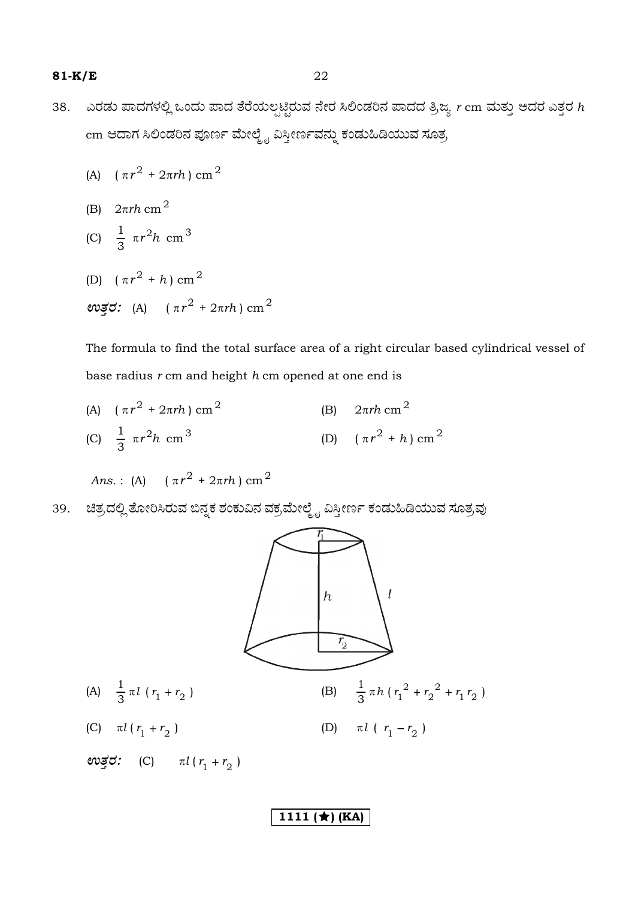38. ಎರಡು ಪಾದಗಳಲ್ಲಿ ಒಂದು ಪಾದ ತೆರೆಯಲ್ಪಟ್ಟಿರುವ ನೇರ ಸಿಲಿಂಡರಿನ ಪಾದದ ತ್ರಿಜ್ಯ $r$ cm ಮತ್ತು ಅದರ ಎತ್ತರ $h$ cm ಆದಾಗ ಸಿಲಿಂಡರಿನ ಪೂರ್ಣ ಮೇಲ್ಮೈ ವಿಸ್ತೀರ್ಣವನ್ನು ಕಂಡುಹಿಡಿಯುವ ಸೂತ್ರ

(A) $(\pi r^2 + 2\pi rh)$ cm$^2$

(B) $2\pi rh$ cm$^2$

(C) $\frac{1}{3}\pi r^2 h$ cm$^3$

(D) $(\pi r^2 + h)$ cm$^2$

***ಉತ್ತರ:*** (A) $(\pi r^2 + 2\pi rh)$ cm$^2$

The formula to find the total surface area of a right circular based cylindrical vessel of base radius $r$ cm and height $h$ cm opened at one end is

(A) $(\pi r^2 + 2\pi rh)$ cm$^2$ (B) $2\pi rh$ cm$^2$

(C) $\frac{1}{3}\pi r^2 h$ cm$^3$ (D) $(\pi r^2 + h)$ cm$^2$

*Ans.* : (A) $(\pi r^2 + 2\pi rh)$ cm$^2$

39. ಚಿತ್ರದಲ್ಲಿ ತೋರಿಸಿರುವ ಬಿನ್ನಕ ಶಂಕುವಿನ ವಕ್ರಮೇಲ್ಮೈ ವಿಸ್ತೀರ್ಣ ಕಂಡುಹಿಡಿಯುವ ಸೂತ್ರವು

(A) $\frac{1}{3}\pi l\,(r_1 + r_2)$ (B) $\frac{1}{3}\pi h\,(r_1^2 + r_2^2 + r_1 r_2)$

(C) $\pi l\,(r_1 + r_2)$ (D) $\pi l\,(r_1 - r_2)$

***ಉತ್ತರ:*** (C) $\pi l\,(r_1 + r_2)$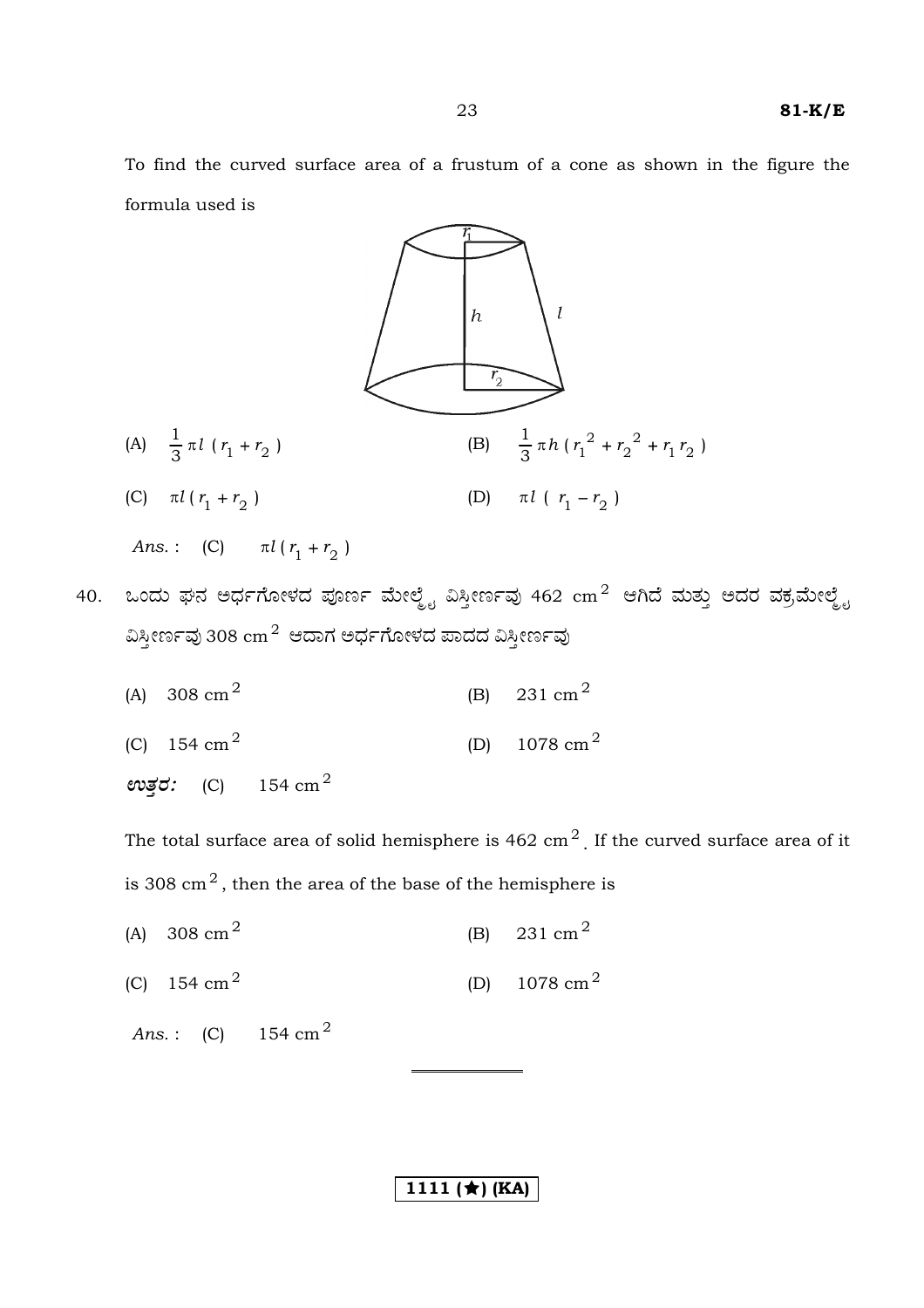To find the curved surface area of a frustum of a cone as shown in the figure the formula used is

$r_1$

$h$ $l$

$r_2$

(A) $\frac{1}{3}\pi l\,(r_1 + r_2)$ (B) $\frac{1}{3}\pi h\,(r_1^2 + r_2^2 + r_1 r_2)$

(C) $\pi l\,(r_1 + r_2)$ (D) $\pi l\,(r_1 - r_2)$

*Ans.* : (C) $\pi l\,(r_1 + r_2)$

40. ಒಂದು ಘನ ಅರ್ಧಗೋಳದ ಪೂರ್ಣ ಮೇಲ್ಮೈ ವಿಸ್ತೀರ್ಣವು 462 $cm^2$ ಆಗಿದೆ ಮತ್ತು ಅದರ ವಕ್ರಮೇಲ್ಮೈ ವಿಸ್ತೀರ್ಣವು 308 $cm^2$ ಆದಾಗ ಅರ್ಧಗೋಳದ ಪಾದದ ವಿಸ್ತೀರ್ಣವು

(A) 308 $cm^2$ (B) 231 $cm^2$

(C) 154 $cm^2$ (D) 1078 $cm^2$

***ಉತ್ತರ:*** (C) 154 $cm^2$

The total surface area of solid hemisphere is 462 $cm^2$. If the curved surface area of it is 308 $cm^2$, then the area of the base of the hemisphere is

(A) 308 $cm^2$ (B) 231 $cm^2$

(C) 154 $cm^2$ (D) 1078 $cm^2$

*Ans.* : (C) 154 $cm^2$